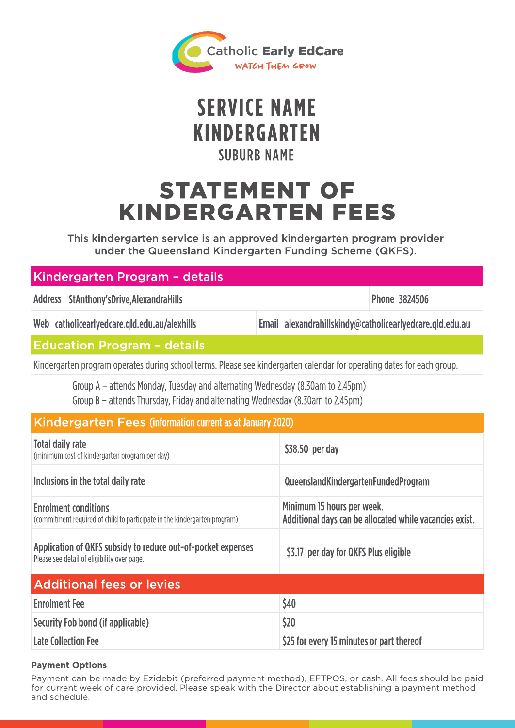Catholic Early EdCare
WATCH THEM GROW

# SERVICE NAME KINDERGARTEN

### SUBURB NAME

# STATEMENT OF KINDERGARTEN FEES

This kindergarten service is an approved kindergarten program provider under the Queensland Kindergarten Funding Scheme (QKFS).

## Kindergarten Program – details

| | | | |
|---|---|---|---|
| **Address** StAnthony'sDrive,AlexandraHills | | | **Phone** 3824506 |
| **Web** catholicearlyedcare.qld.edu.au/alexhills | | **Email** alexandrahillskindy@catholicearlyedcare.qld.edu.au | |

## Education Program – details

Kindergarten program operates during school terms. Please see kindergarten calendar for operating dates for each group.

Group A – attends Monday, Tuesday and alternating Wednesday (8.30am to 2.45pm)
Group B – attends Thursday, Friday and alternating Wednesday (8.30am to 2.45pm)

## Kindergarten Fees (information current as at January 2020)

| | |
|---|---|
| **Total daily rate** (minimum cost of kindergarten program per day) | $38.50 per day |
| **Inclusions in the total daily rate** | QueenslandKindergartenFundedProgram |
| **Enrolment conditions** (commitment required of child to participate in the kindergarten program) | Minimum 15 hours per week. Additional days can be allocated while vacancies exist. |
| **Application of QKFS subsidy to reduce out-of-pocket expenses** Please see detail of eligibility over page. | $3.17 per day for QKFS Plus eligible |

## Additional fees or levies

| | |
|---|---|
| Enrolment Fee | $40 |
| Security Fob bond (if applicable) | $20 |
| Late Collection Fee | $25 for every 15 minutes or part thereof |

**Payment Options**

Payment can be made by Ezidebit (preferred payment method), EFTPOS, or cash. All fees should be paid for current week of care provided. Please speak with the Director about establishing a payment method and schedule.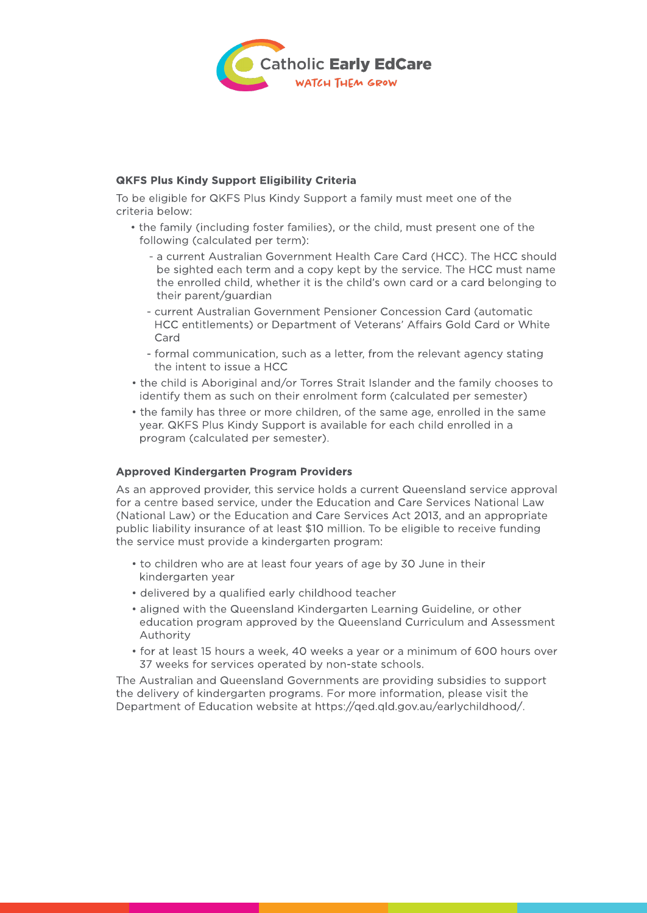Catholic Early EdCare

WATCH THEM GROW

## QKFS Plus Kindy Support Eligibility Criteria

To be eligible for QKFS Plus Kindy Support a family must meet one of the criteria below:

- the family (including foster families), or the child, must present one of the following (calculated per term):
  - a current Australian Government Health Care Card (HCC). The HCC should be sighted each term and a copy kept by the service. The HCC must name the enrolled child, whether it is the child's own card or a card belonging to their parent/guardian
  - current Australian Government Pensioner Concession Card (automatic HCC entitlements) or Department of Veterans' Affairs Gold Card or White Card
  - formal communication, such as a letter, from the relevant agency stating the intent to issue a HCC
- the child is Aboriginal and/or Torres Strait Islander and the family chooses to identify them as such on their enrolment form (calculated per semester)
- the family has three or more children, of the same age, enrolled in the same year. QKFS Plus Kindy Support is available for each child enrolled in a program (calculated per semester).

## Approved Kindergarten Program Providers

As an approved provider, this service holds a current Queensland service approval for a centre based service, under the Education and Care Services National Law (National Law) or the Education and Care Services Act 2013, and an appropriate public liability insurance of at least $10 million. To be eligible to receive funding the service must provide a kindergarten program:

- to children who are at least four years of age by 30 June in their kindergarten year
- delivered by a qualified early childhood teacher
- aligned with the Queensland Kindergarten Learning Guideline, or other education program approved by the Queensland Curriculum and Assessment Authority
- for at least 15 hours a week, 40 weeks a year or a minimum of 600 hours over 37 weeks for services operated by non-state schools.

The Australian and Queensland Governments are providing subsidies to support the delivery of kindergarten programs. For more information, please visit the Department of Education website at https://qed.qld.gov.au/earlychildhood/.